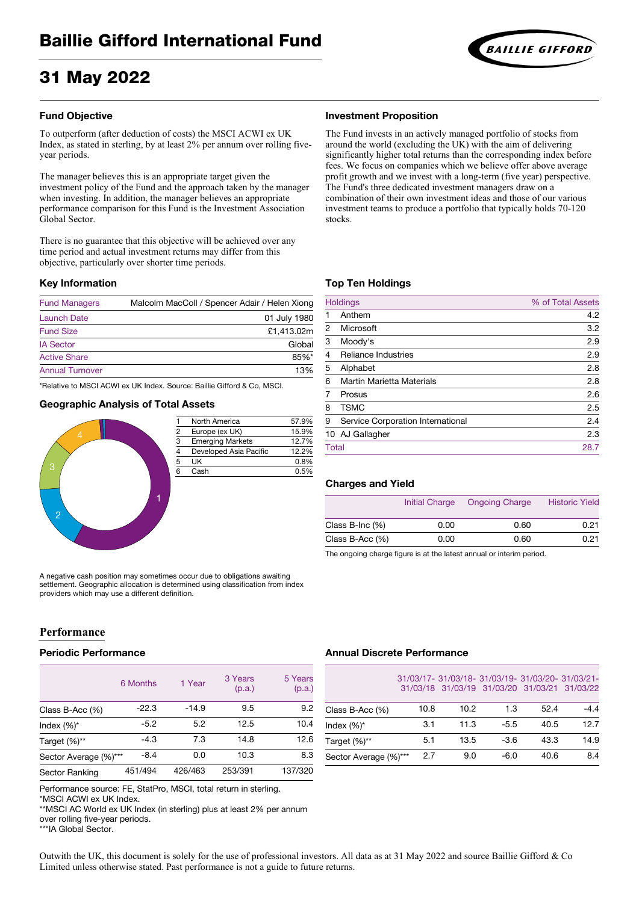# Baillie Gifford International Fund

## 31 May 2022

### Fund Objective

To outperform (after deduction of costs) the MSCI ACWI ex UK Index, as stated in sterling, by at least 2% per annum over rolling five-year periods.

The manager believes this is an appropriate target given the investment policy of the Fund and the approach taken by the manager when investing. In addition, the manager believes an appropriate performance comparison for this Fund is the Investment Association Global Sector.

There is no guarantee that this objective will be achieved over any time period and actual investment returns may differ from this objective, particularly over shorter time periods.

### Investment Proposition

The Fund invests in an actively managed portfolio of stocks from around the world (excluding the UK) with the aim of delivering significantly higher total returns than the corresponding index before fees. We focus on companies which we believe offer above average profit growth and we invest with a long-term (five year) perspective. The Fund's three dedicated investment managers draw on a combination of their own investment ideas and those of our various investment teams to produce a portfolio that typically holds 70-120 stocks.

### Key Information

| | |
|---|---|
| Fund Managers | Malcolm MacColl / Spencer Adair / Helen Xiong |
| Launch Date | 01 July 1980 |
| Fund Size | £1,413.02m |
| IA Sector | Global |
| Active Share | 85%* |
| Annual Turnover | 13% |

*Relative to MSCI ACWI ex UK Index. Source: Baillie Gifford & Co, MSCI.

### Geographic Analysis of Total Assets

| | | |
|---|---|---|
| 1 | North America | 57.9% |
| 2 | Europe (ex UK) | 15.9% |
| 3 | Emerging Markets | 12.7% |
| 4 | Developed Asia Pacific | 12.2% |
| 5 | UK | 0.8% |
| 6 | Cash | 0.5% |

A negative cash position may sometimes occur due to obligations awaiting settlement. Geographic allocation is determined using classification from index providers which may use a different definition.

### Top Ten Holdings

| | Holdings | % of Total Assets |
|---|---|---|
| 1 | Anthem | 4.2 |
| 2 | Microsoft | 3.2 |
| 3 | Moody's | 2.9 |
| 4 | Reliance Industries | 2.9 |
| 5 | Alphabet | 2.8 |
| 6 | Martin Marietta Materials | 2.8 |
| 7 | Prosus | 2.6 |
| 8 | TSMC | 2.5 |
| 9 | Service Corporation International | 2.4 |
| 10 | AJ Gallagher | 2.3 |
| | Total | 28.7 |

### Charges and Yield

| | Initial Charge | Ongoing Charge | Historic Yield |
|---|---|---|---|
| Class B-Inc (%) | 0.00 | 0.60 | 0.21 |
| Class B-Acc (%) | 0.00 | 0.60 | 0.21 |

The ongoing charge figure is at the latest annual or interim period.

## Performance

### Periodic Performance

| | 6 Months | 1 Year | 3 Years (p.a.) | 5 Years (p.a.) |
|---|---|---|---|---|
| Class B-Acc (%) | -22.3 | -14.9 | 9.5 | 9.2 |
| Index (%)* | -5.2 | 5.2 | 12.5 | 10.4 |
| Target (%)** | -4.3 | 7.3 | 14.8 | 12.6 |
| Sector Average (%)*** | -8.4 | 0.0 | 10.3 | 8.3 |
| Sector Ranking | 451/494 | 426/463 | 253/391 | 137/320 |

Performance source: FE, StatPro, MSCI, total return in sterling.
*MSCI ACWI ex UK Index.
**MSCI AC World ex UK Index (in sterling) plus at least 2% per annum over rolling five-year periods.
***IA Global Sector.

### Annual Discrete Performance

| | 31/03/17-31/03/18 | 31/03/18-31/03/19 | 31/03/19-31/03/20 | 31/03/20-31/03/21 | 31/03/21-31/03/22 |
|---|---|---|---|---|---|
| Class B-Acc (%) | 10.8 | 10.2 | 1.3 | 52.4 | -4.4 |
| Index (%)* | 3.1 | 11.3 | -5.5 | 40.5 | 12.7 |
| Target (%)** | 5.1 | 13.5 | -3.6 | 43.3 | 14.9 |
| Sector Average (%)*** | 2.7 | 9.0 | -6.0 | 40.6 | 8.4 |

Outwith the UK, this document is solely for the use of professional investors. All data as at 31 May 2022 and source Baillie Gifford & Co Limited unless otherwise stated. Past performance is not a guide to future returns.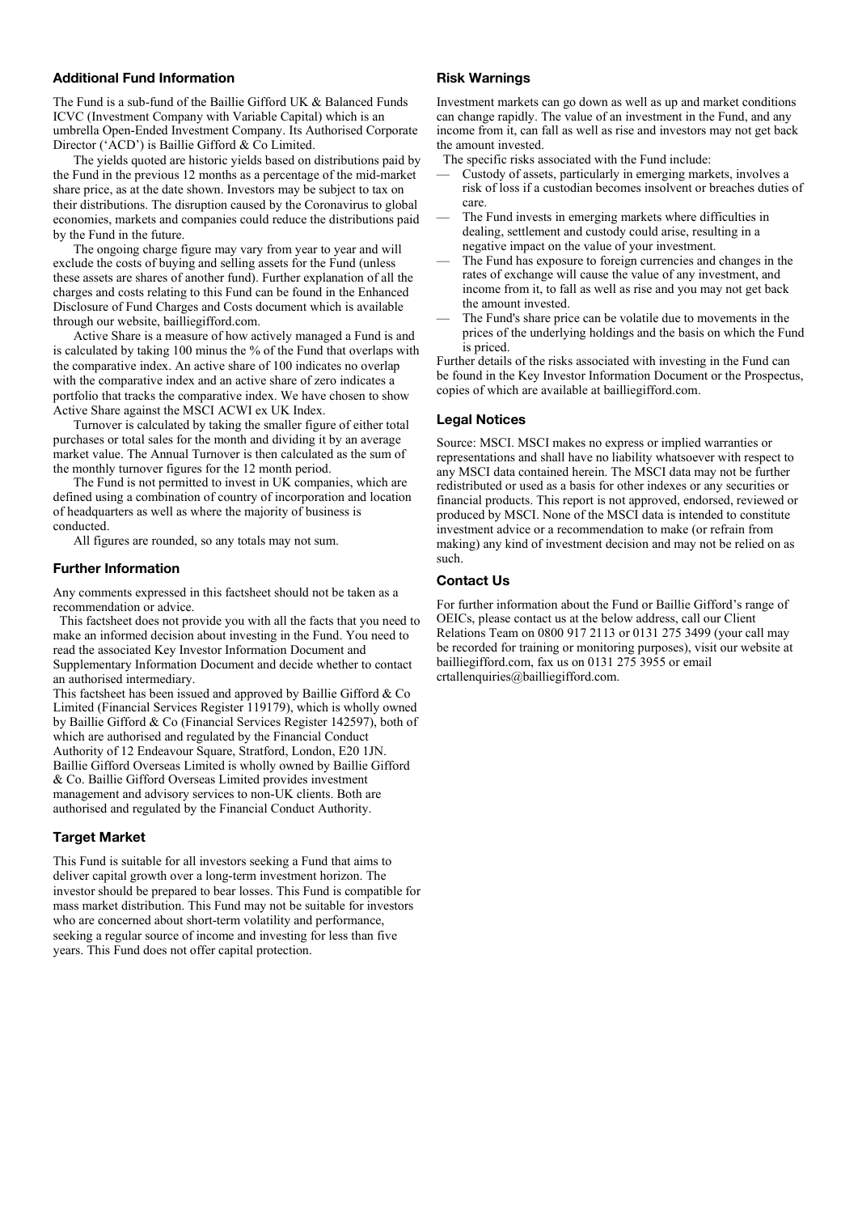## Additional Fund Information

The Fund is a sub-fund of the Baillie Gifford UK & Balanced Funds ICVC (Investment Company with Variable Capital) which is an umbrella Open-Ended Investment Company. Its Authorised Corporate Director ('ACD') is Baillie Gifford & Co Limited.

The yields quoted are historic yields based on distributions paid by the Fund in the previous 12 months as a percentage of the mid-market share price, as at the date shown. Investors may be subject to tax on their distributions. The disruption caused by the Coronavirus to global economies, markets and companies could reduce the distributions paid by the Fund in the future.

The ongoing charge figure may vary from year to year and will exclude the costs of buying and selling assets for the Fund (unless these assets are shares of another fund). Further explanation of all the charges and costs relating to this Fund can be found in the Enhanced Disclosure of Fund Charges and Costs document which is available through our website, bailliegifford.com.

Active Share is a measure of how actively managed a Fund is and is calculated by taking 100 minus the % of the Fund that overlaps with the comparative index. An active share of 100 indicates no overlap with the comparative index and an active share of zero indicates a portfolio that tracks the comparative index. We have chosen to show Active Share against the MSCI ACWI ex UK Index.

Turnover is calculated by taking the smaller figure of either total purchases or total sales for the month and dividing it by an average market value. The Annual Turnover is then calculated as the sum of the monthly turnover figures for the 12 month period.

The Fund is not permitted to invest in UK companies, which are defined using a combination of country of incorporation and location of headquarters as well as where the majority of business is conducted.

All figures are rounded, so any totals may not sum.

## Further Information

Any comments expressed in this factsheet should not be taken as a recommendation or advice.

This factsheet does not provide you with all the facts that you need to make an informed decision about investing in the Fund. You need to read the associated Key Investor Information Document and Supplementary Information Document and decide whether to contact an authorised intermediary.

This factsheet has been issued and approved by Baillie Gifford & Co Limited (Financial Services Register 119179), which is wholly owned by Baillie Gifford & Co (Financial Services Register 142597), both of which are authorised and regulated by the Financial Conduct Authority of 12 Endeavour Square, Stratford, London, E20 1JN. Baillie Gifford Overseas Limited is wholly owned by Baillie Gifford & Co. Baillie Gifford Overseas Limited provides investment management and advisory services to non-UK clients. Both are authorised and regulated by the Financial Conduct Authority.

## Target Market

This Fund is suitable for all investors seeking a Fund that aims to deliver capital growth over a long-term investment horizon. The investor should be prepared to bear losses. This Fund is compatible for mass market distribution. This Fund may not be suitable for investors who are concerned about short-term volatility and performance, seeking a regular source of income and investing for less than five years. This Fund does not offer capital protection.

## Risk Warnings

Investment markets can go down as well as up and market conditions can change rapidly. The value of an investment in the Fund, and any income from it, can fall as well as rise and investors may not get back the amount invested.

The specific risks associated with the Fund include:

- Custody of assets, particularly in emerging markets, involves a risk of loss if a custodian becomes insolvent or breaches duties of care.
- The Fund invests in emerging markets where difficulties in dealing, settlement and custody could arise, resulting in a negative impact on the value of your investment.
- The Fund has exposure to foreign currencies and changes in the rates of exchange will cause the value of any investment, and income from it, to fall as well as rise and you may not get back the amount invested.
- The Fund's share price can be volatile due to movements in the prices of the underlying holdings and the basis on which the Fund is priced.

Further details of the risks associated with investing in the Fund can be found in the Key Investor Information Document or the Prospectus, copies of which are available at bailliegifford.com.

## Legal Notices

Source: MSCI. MSCI makes no express or implied warranties or representations and shall have no liability whatsoever with respect to any MSCI data contained herein. The MSCI data may not be further redistributed or used as a basis for other indexes or any securities or financial products. This report is not approved, endorsed, reviewed or produced by MSCI. None of the MSCI data is intended to constitute investment advice or a recommendation to make (or refrain from making) any kind of investment decision and may not be relied on as such.

## Contact Us

For further information about the Fund or Baillie Gifford's range of OEICs, please contact us at the below address, call our Client Relations Team on 0800 917 2113 or 0131 275 3499 (your call may be recorded for training or monitoring purposes), visit our website at bailliegifford.com, fax us on 0131 275 3955 or email crtallenquiries@bailliegifford.com.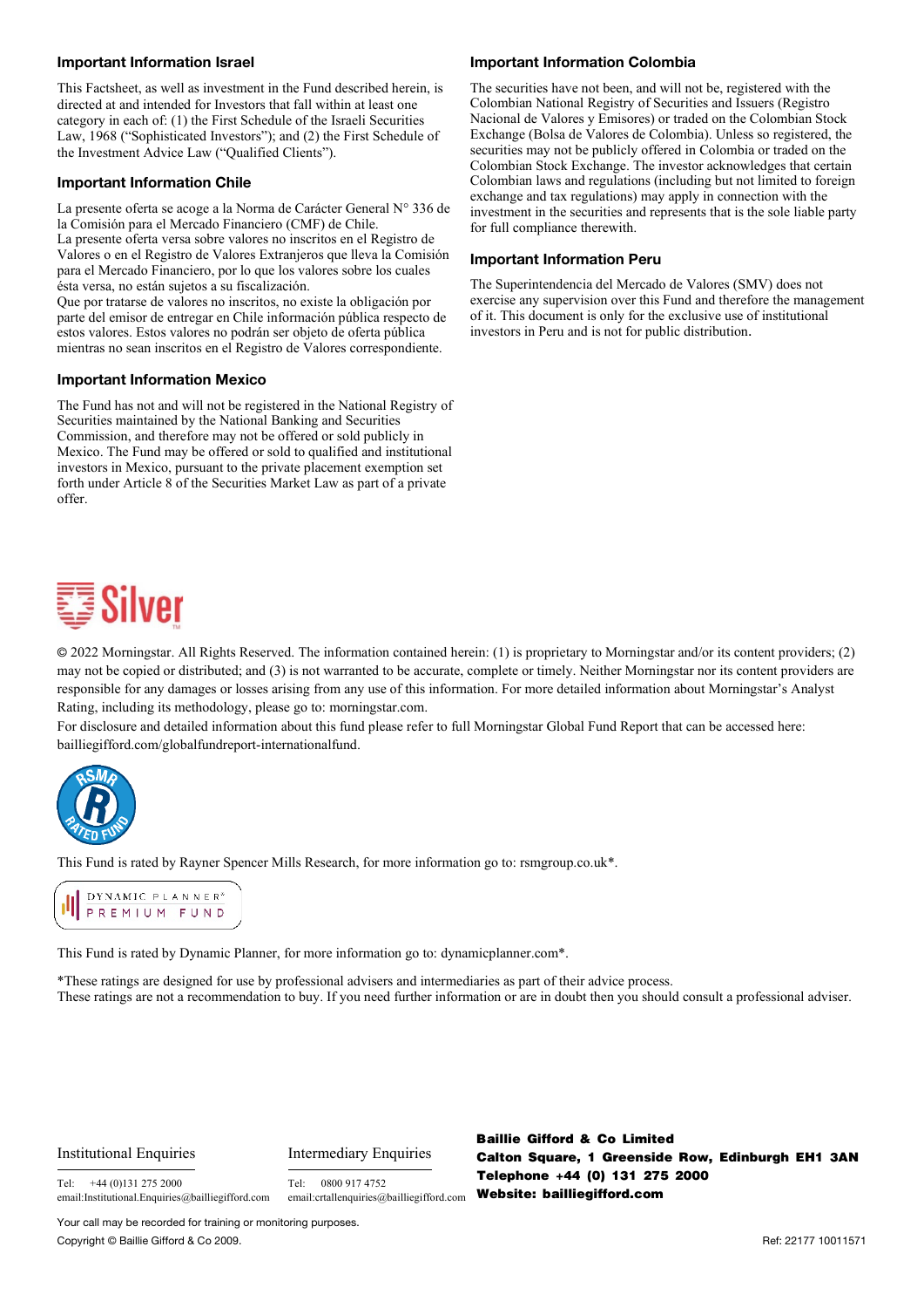## Important Information Israel

This Factsheet, as well as investment in the Fund described herein, is directed at and intended for Investors that fall within at least one category in each of: (1) the First Schedule of the Israeli Securities Law, 1968 ("Sophisticated Investors"); and (2) the First Schedule of the Investment Advice Law ("Qualified Clients").

## Important Information Chile

La presente oferta se acoge a la Norma de Carácter General N° 336 de la Comisión para el Mercado Financiero (CMF) de Chile.
La presente oferta versa sobre valores no inscritos en el Registro de Valores o en el Registro de Valores Extranjeros que lleva la Comisión para el Mercado Financiero, por lo que los valores sobre los cuales ésta versa, no están sujetos a su fiscalización.
Que por tratarse de valores no inscritos, no existe la obligación por parte del emisor de entregar en Chile información pública respecto de estos valores. Estos valores no podrán ser objeto de oferta pública mientras no sean inscritos en el Registro de Valores correspondiente.

## Important Information Mexico

The Fund has not and will not be registered in the National Registry of Securities maintained by the National Banking and Securities Commission, and therefore may not be offered or sold publicly in Mexico. The Fund may be offered or sold to qualified and institutional investors in Mexico, pursuant to the private placement exemption set forth under Article 8 of the Securities Market Law as part of a private offer.

## Important Information Colombia

The securities have not been, and will not be, registered with the Colombian National Registry of Securities and Issuers (Registro Nacional de Valores y Emisores) or traded on the Colombian Stock Exchange (Bolsa de Valores de Colombia). Unless so registered, the securities may not be publicly offered in Colombia or traded on the Colombian Stock Exchange. The investor acknowledges that certain Colombian laws and regulations (including but not limited to foreign exchange and tax regulations) may apply in connection with the investment in the securities and represents that is the sole liable party for full compliance therewith.

## Important Information Peru

The Superintendencia del Mercado de Valores (SMV) does not exercise any supervision over this Fund and therefore the management of it. This document is only for the exclusive use of institutional investors in Peru and is not for public distribution.

Silver

© 2022 Morningstar. All Rights Reserved. The information contained herein: (1) is proprietary to Morningstar and/or its content providers; (2) may not be copied or distributed; and (3) is not warranted to be accurate, complete or timely. Neither Morningstar nor its content providers are responsible for any damages or losses arising from any use of this information. For more detailed information about Morningstar's Analyst Rating, including its methodology, please go to: morningstar.com.
For disclosure and detailed information about this fund please refer to full Morningstar Global Fund Report that can be accessed here: bailliegifford.com/globalfundreport-internationalfund.

This Fund is rated by Rayner Spencer Mills Research, for more information go to: rsmgroup.co.uk*.

DYNAMIC PLANNER® PREMIUM FUND

This Fund is rated by Dynamic Planner, for more information go to: dynamicplanner.com*.

*These ratings are designed for use by professional advisers and intermediaries as part of their advice process.
These ratings are not a recommendation to buy. If you need further information or are in doubt then you should consult a professional adviser.

Institutional Enquiries

Tel: +44 (0)131 275 2000
email:Institutional.Enquiries@bailliegifford.com

Intermediary Enquiries

Tel: 0800 917 4752
email:crtallenquiries@bailliegifford.com

**Baillie Gifford & Co Limited**
**Calton Square, 1 Greenside Row, Edinburgh EH1 3AN**
**Telephone +44 (0) 131 275 2000**
**Website: bailliegifford.com**

Your call may be recorded for training or monitoring purposes.
Copyright © Baillie Gifford & Co 2009.

Ref: 22177 10011571